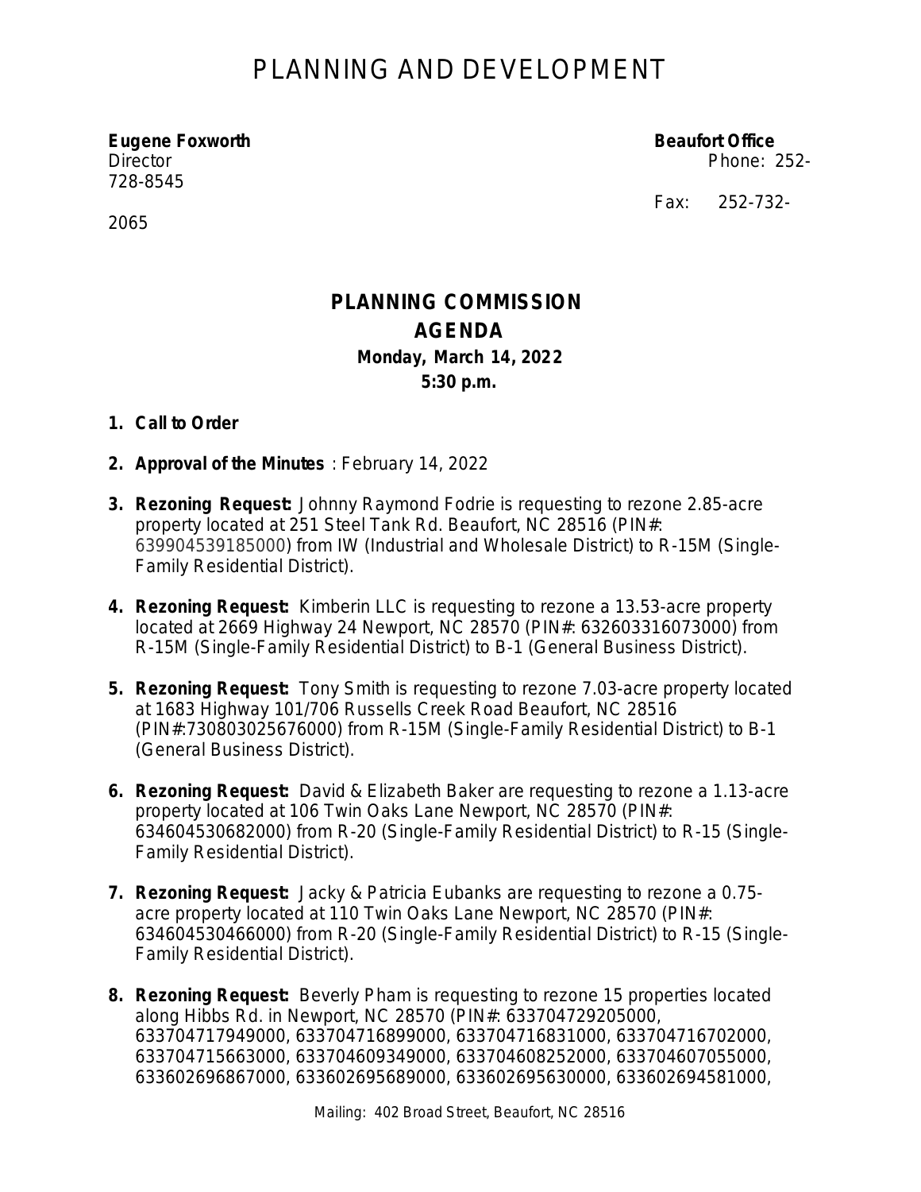# PLANNING AND DEVELOPMENT

**Eugene Foxworth**
Director

**Beaufort Office**
Phone: 252-728-8545
Fax: 252-732-2065

## PLANNING COMMISSION
## AGENDA
### Monday, March 14, 2022
### 5:30 p.m.

1. **Call to Order**

2. **Approval of the Minutes** : February 14, 2022

3. **Rezoning Request:** Johnny Raymond Fodrie is requesting to rezone 2.85-acre property located at 251 Steel Tank Rd. Beaufort, NC 28516 (PIN#: 639904539185000) from IW (Industrial and Wholesale District) to R-15M (Single-Family Residential District).

4. **Rezoning Request:** Kimberin LLC is requesting to rezone a 13.53-acre property located at 2669 Highway 24 Newport, NC 28570 (PIN#: 632603316073000) from R-15M (Single-Family Residential District) to B-1 (General Business District).

5. **Rezoning Request:** Tony Smith is requesting to rezone 7.03-acre property located at 1683 Highway 101/706 Russells Creek Road Beaufort, NC 28516 (PIN#:730803025676000) from R-15M (Single-Family Residential District) to B-1 (General Business District).

6. **Rezoning Request:** David & Elizabeth Baker are requesting to rezone a 1.13-acre property located at 106 Twin Oaks Lane Newport, NC 28570 (PIN#: 634604530682000) from R-20 (Single-Family Residential District) to R-15 (Single-Family Residential District).

7. **Rezoning Request:** Jacky & Patricia Eubanks are requesting to rezone a 0.75-acre property located at 110 Twin Oaks Lane Newport, NC 28570 (PIN#: 634604530466000) from R-20 (Single-Family Residential District) to R-15 (Single-Family Residential District).

8. **Rezoning Request:** Beverly Pham is requesting to rezone 15 properties located along Hibbs Rd. in Newport, NC 28570 (PIN#: 633704729205000, 633704717949000, 633704716899000, 633704716831000, 633704716702000, 633704715663000, 633704609349000, 633704608252000, 633704607055000, 633602696867000, 633602695689000, 633602695630000, 633602694581000,

Mailing: 402 Broad Street, Beaufort, NC 28516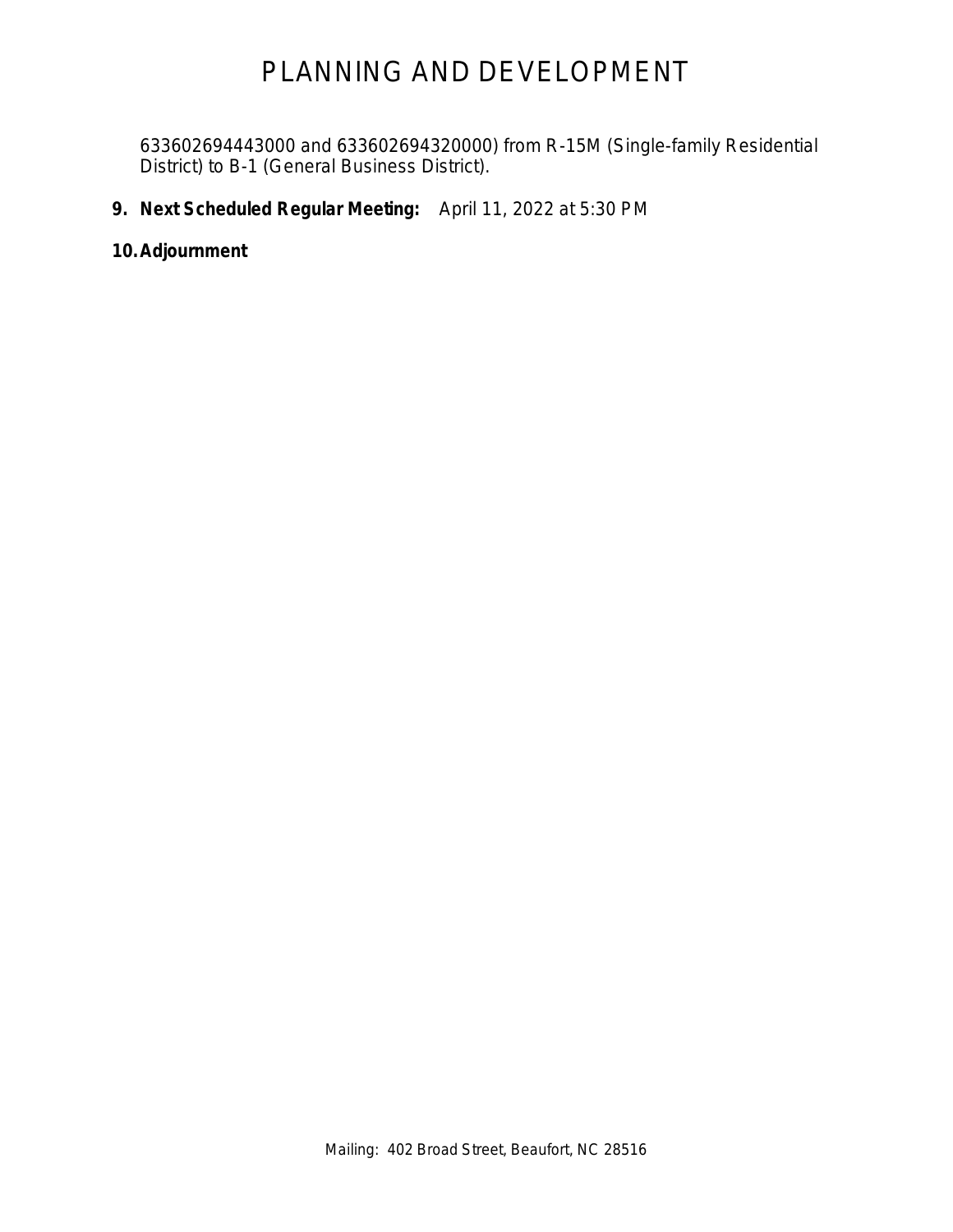633602694443000 and 633602694320000) from R-15M (Single-family Residential District) to B-1 (General Business District).

9. **Next Scheduled Regular Meeting:** April 11, 2022 at 5:30 PM

10. **Adjournment**